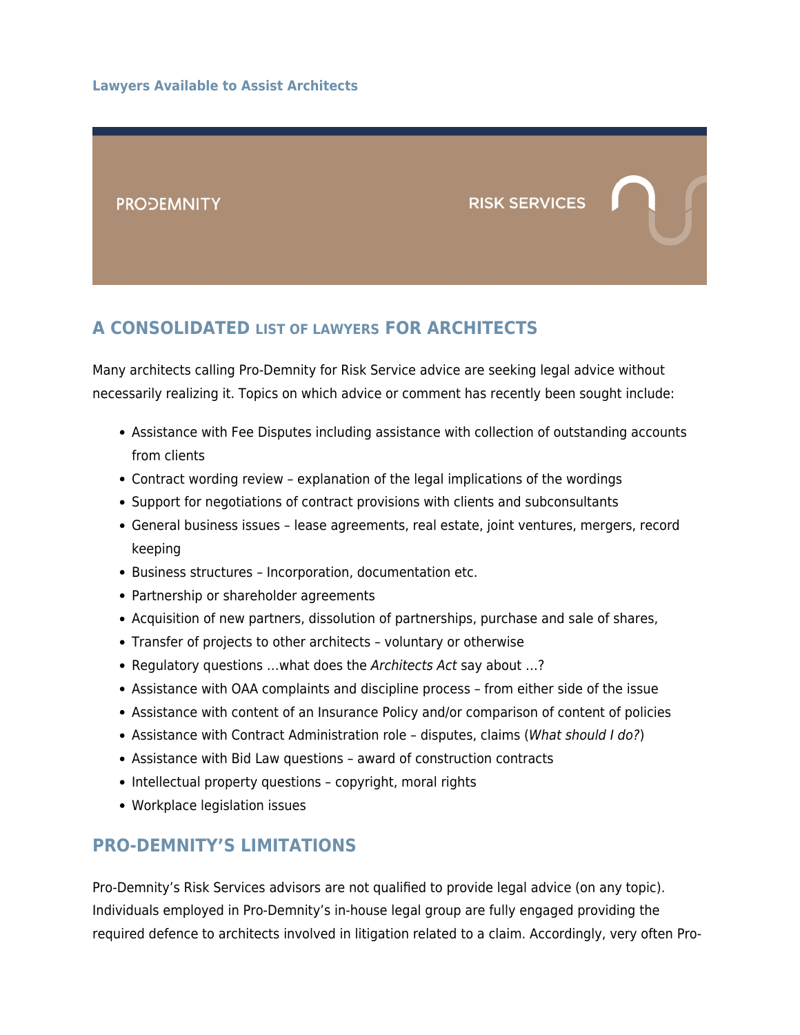**Lawyers Available to Assist Architects**

PRO-DEMNITY RISK SERVICES

## A CONSOLIDATED LIST OF LAWYERS FOR ARCHITECTS

Many architects calling Pro-Demnity for Risk Service advice are seeking legal advice without necessarily realizing it. Topics on which advice or comment has recently been sought include:

- Assistance with Fee Disputes including assistance with collection of outstanding accounts from clients
- Contract wording review – explanation of the legal implications of the wordings
- Support for negotiations of contract provisions with clients and subconsultants
- General business issues – lease agreements, real estate, joint ventures, mergers, record keeping
- Business structures – Incorporation, documentation etc.
- Partnership or shareholder agreements
- Acquisition of new partners, dissolution of partnerships, purchase and sale of shares,
- Transfer of projects to other architects – voluntary or otherwise
- Regulatory questions …what does the *Architects Act* say about …?
- Assistance with OAA complaints and discipline process – from either side of the issue
- Assistance with content of an Insurance Policy and/or comparison of content of policies
- Assistance with Contract Administration role – disputes, claims (*What should I do?*)
- Assistance with Bid Law questions – award of construction contracts
- Intellectual property questions – copyright, moral rights
- Workplace legislation issues

## PRO-DEMNITY'S LIMITATIONS

Pro-Demnity's Risk Services advisors are not qualified to provide legal advice (on any topic). Individuals employed in Pro-Demnity's in-house legal group are fully engaged providing the required defence to architects involved in litigation related to a claim. Accordingly, very often Pro-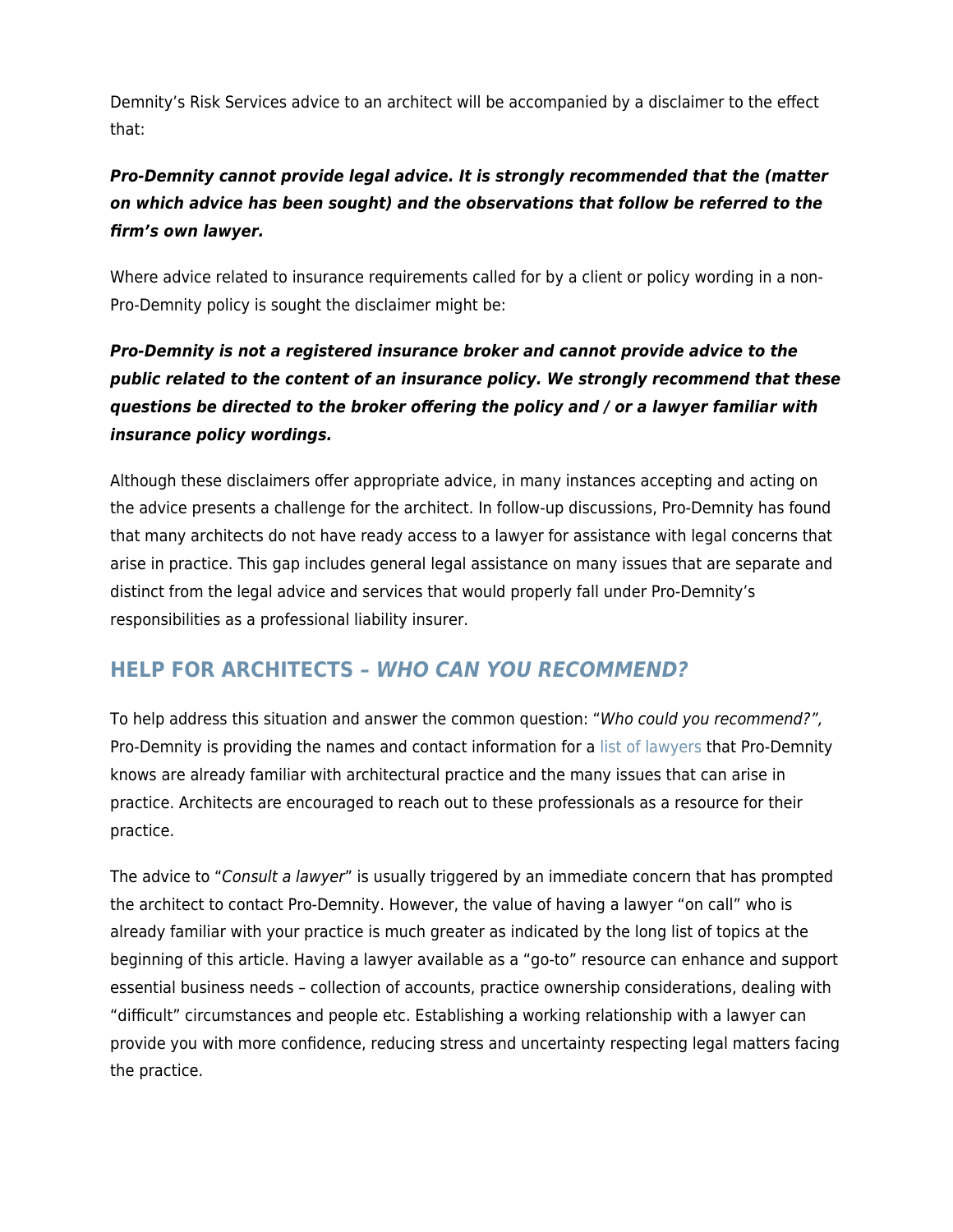Demnity's Risk Services advice to an architect will be accompanied by a disclaimer to the effect that:

***Pro-Demnity cannot provide legal advice. It is strongly recommended that the (matter on which advice has been sought) and the observations that follow be referred to the firm's own lawyer.***

Where advice related to insurance requirements called for by a client or policy wording in a non-Pro-Demnity policy is sought the disclaimer might be:

***Pro-Demnity is not a registered insurance broker and cannot provide advice to the public related to the content of an insurance policy. We strongly recommend that these questions be directed to the broker offering the policy and / or a lawyer familiar with insurance policy wordings.***

Although these disclaimers offer appropriate advice, in many instances accepting and acting on the advice presents a challenge for the architect. In follow-up discussions, Pro-Demnity has found that many architects do not have ready access to a lawyer for assistance with legal concerns that arise in practice. This gap includes general legal assistance on many issues that are separate and distinct from the legal advice and services that would properly fall under Pro-Demnity's responsibilities as a professional liability insurer.

## HELP FOR ARCHITECTS – *WHO CAN YOU RECOMMEND?*

To help address this situation and answer the common question: "*Who could you recommend?",* Pro-Demnity is providing the names and contact information for a list of lawyers that Pro-Demnity knows are already familiar with architectural practice and the many issues that can arise in practice. Architects are encouraged to reach out to these professionals as a resource for their practice.

The advice to "*Consult a lawyer*" is usually triggered by an immediate concern that has prompted the architect to contact Pro-Demnity. However, the value of having a lawyer "on call" who is already familiar with your practice is much greater as indicated by the long list of topics at the beginning of this article. Having a lawyer available as a "go-to" resource can enhance and support essential business needs – collection of accounts, practice ownership considerations, dealing with "difficult" circumstances and people etc. Establishing a working relationship with a lawyer can provide you with more confidence, reducing stress and uncertainty respecting legal matters facing the practice.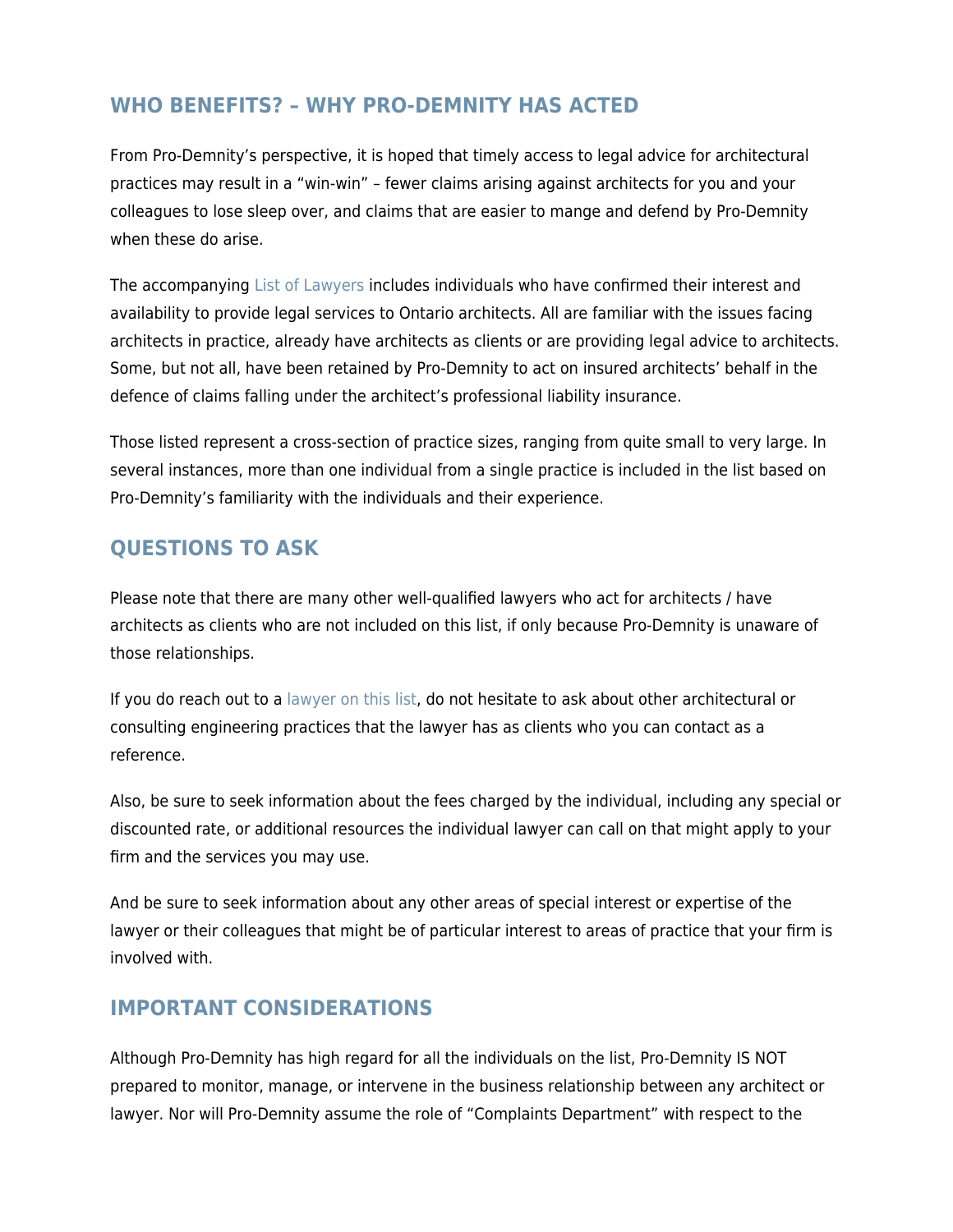## WHO BENEFITS? – WHY PRO-DEMNITY HAS ACTED

From Pro-Demnity's perspective, it is hoped that timely access to legal advice for architectural practices may result in a "win-win" – fewer claims arising against architects for you and your colleagues to lose sleep over, and claims that are easier to mange and defend by Pro-Demnity when these do arise.

The accompanying List of Lawyers includes individuals who have confirmed their interest and availability to provide legal services to Ontario architects. All are familiar with the issues facing architects in practice, already have architects as clients or are providing legal advice to architects. Some, but not all, have been retained by Pro-Demnity to act on insured architects' behalf in the defence of claims falling under the architect's professional liability insurance.

Those listed represent a cross-section of practice sizes, ranging from quite small to very large. In several instances, more than one individual from a single practice is included in the list based on Pro-Demnity's familiarity with the individuals and their experience.

## QUESTIONS TO ASK

Please note that there are many other well-qualified lawyers who act for architects / have architects as clients who are not included on this list, if only because Pro-Demnity is unaware of those relationships.

If you do reach out to a lawyer on this list, do not hesitate to ask about other architectural or consulting engineering practices that the lawyer has as clients who you can contact as a reference.

Also, be sure to seek information about the fees charged by the individual, including any special or discounted rate, or additional resources the individual lawyer can call on that might apply to your firm and the services you may use.

And be sure to seek information about any other areas of special interest or expertise of the lawyer or their colleagues that might be of particular interest to areas of practice that your firm is involved with.

## IMPORTANT CONSIDERATIONS

Although Pro-Demnity has high regard for all the individuals on the list, Pro-Demnity IS NOT prepared to monitor, manage, or intervene in the business relationship between any architect or lawyer. Nor will Pro-Demnity assume the role of "Complaints Department" with respect to the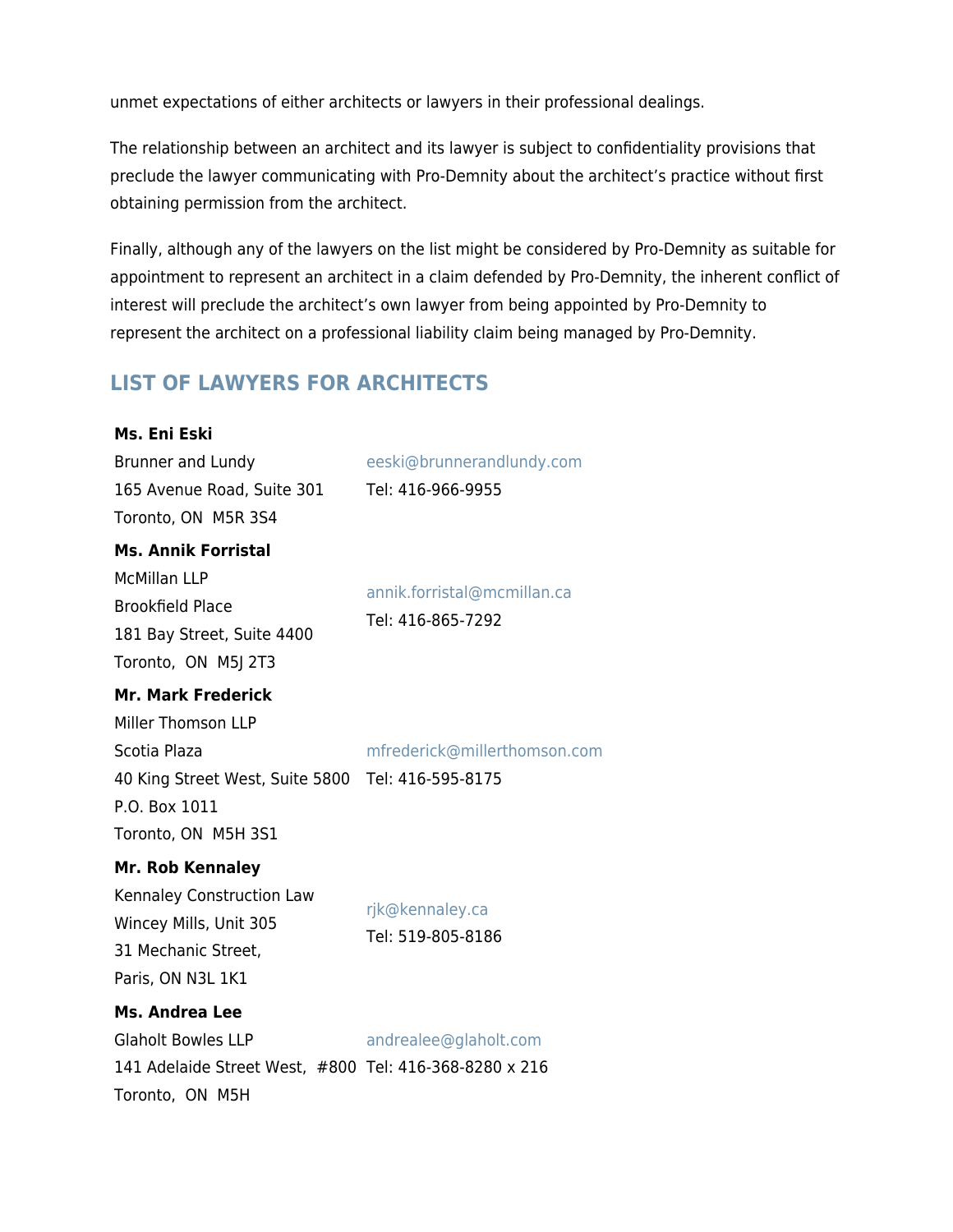unmet expectations of either architects or lawyers in their professional dealings.

The relationship between an architect and its lawyer is subject to confidentiality provisions that preclude the lawyer communicating with Pro-Demnity about the architect's practice without first obtaining permission from the architect.

Finally, although any of the lawyers on the list might be considered by Pro-Demnity as suitable for appointment to represent an architect in a claim defended by Pro-Demnity, the inherent conflict of interest will preclude the architect's own lawyer from being appointed by Pro-Demnity to represent the architect on a professional liability claim being managed by Pro-Demnity.

## LIST OF LAWYERS FOR ARCHITECTS

**Ms. Eni Eski**
Brunner and Lundy
165 Avenue Road, Suite 301
Toronto, ON M5R 3S4
eeski@brunnerandlundy.com
Tel: 416-966-9955

**Ms. Annik Forristal**
McMillan LLP
Brookfield Place
181 Bay Street, Suite 4400
Toronto, ON M5J 2T3
annik.forristal@mcmillan.ca
Tel: 416-865-7292

**Mr. Mark Frederick**
Miller Thomson LLP
Scotia Plaza
40 King Street West, Suite 5800
P.O. Box 1011
Toronto, ON M5H 3S1
mfrederick@millerthomson.com
Tel: 416-595-8175

**Mr. Rob Kennaley**
Kennaley Construction Law
Wincey Mills, Unit 305
31 Mechanic Street,
Paris, ON N3L 1K1
rjk@kennaley.ca
Tel: 519-805-8186

**Ms. Andrea Lee**
Glaholt Bowles LLP
141 Adelaide Street West, #800
Toronto, ON M5H
andrealee@glaholt.com
Tel: 416-368-8280 x 216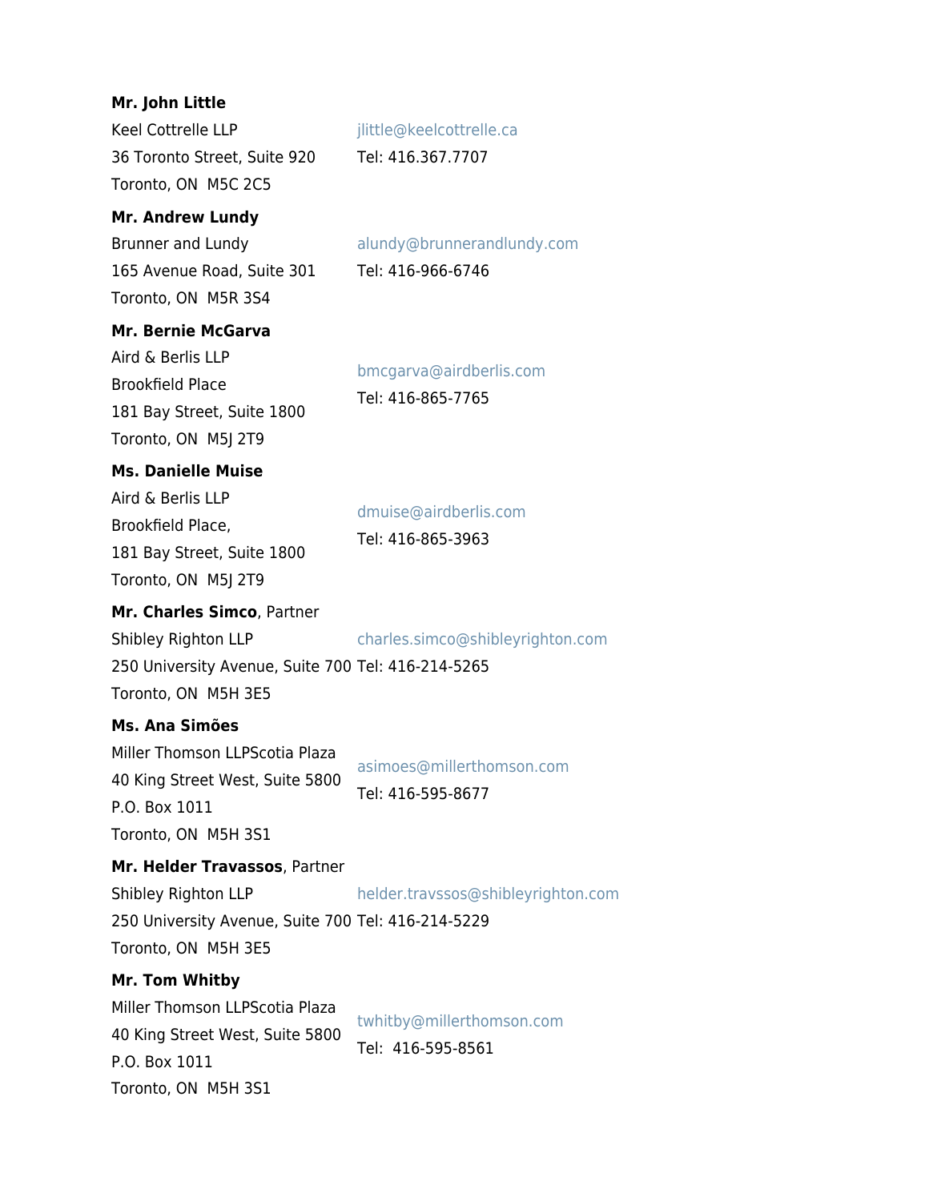**Mr. John Little**
Keel Cottrelle LLP
36 Toronto Street, Suite 920
Toronto, ON  M5C 2C5
jlittle@keelcottrelle.ca
Tel: 416.367.7707

**Mr. Andrew Lundy**
Brunner and Lundy
165 Avenue Road, Suite 301
Toronto, ON  M5R 3S4
alundy@brunnerandlundy.com
Tel: 416-966-6746

**Mr. Bernie McGarva**
Aird & Berlis LLP
Brookfield Place
181 Bay Street, Suite 1800
Toronto, ON  M5J 2T9
bmcgarva@airdberlis.com
Tel: 416-865-7765

**Ms. Danielle Muise**
Aird & Berlis LLP
Brookfield Place,
181 Bay Street, Suite 1800
Toronto, ON  M5J 2T9
dmuise@airdberlis.com
Tel: 416-865-3963

**Mr. Charles Simco**, Partner
Shibley Righton LLP
250 University Avenue, Suite 700
Toronto, ON  M5H 3E5
charles.simco@shibleyrighton.com
Tel: 416-214-5265

**Ms. Ana Simões**
Miller Thomson LLPScotia Plaza
40 King Street West, Suite 5800
P.O. Box 1011
Toronto, ON  M5H 3S1
asimoes@millerthomson.com
Tel: 416-595-8677

**Mr. Helder Travassos**, Partner
Shibley Righton LLP
250 University Avenue, Suite 700
Toronto, ON  M5H 3E5
helder.travssos@shibleyrighton.com
Tel: 416-214-5229

**Mr. Tom Whitby**
Miller Thomson LLPScotia Plaza
40 King Street West, Suite 5800
P.O. Box 1011
Toronto, ON  M5H 3S1
twhitby@millerthomson.com
Tel:  416-595-8561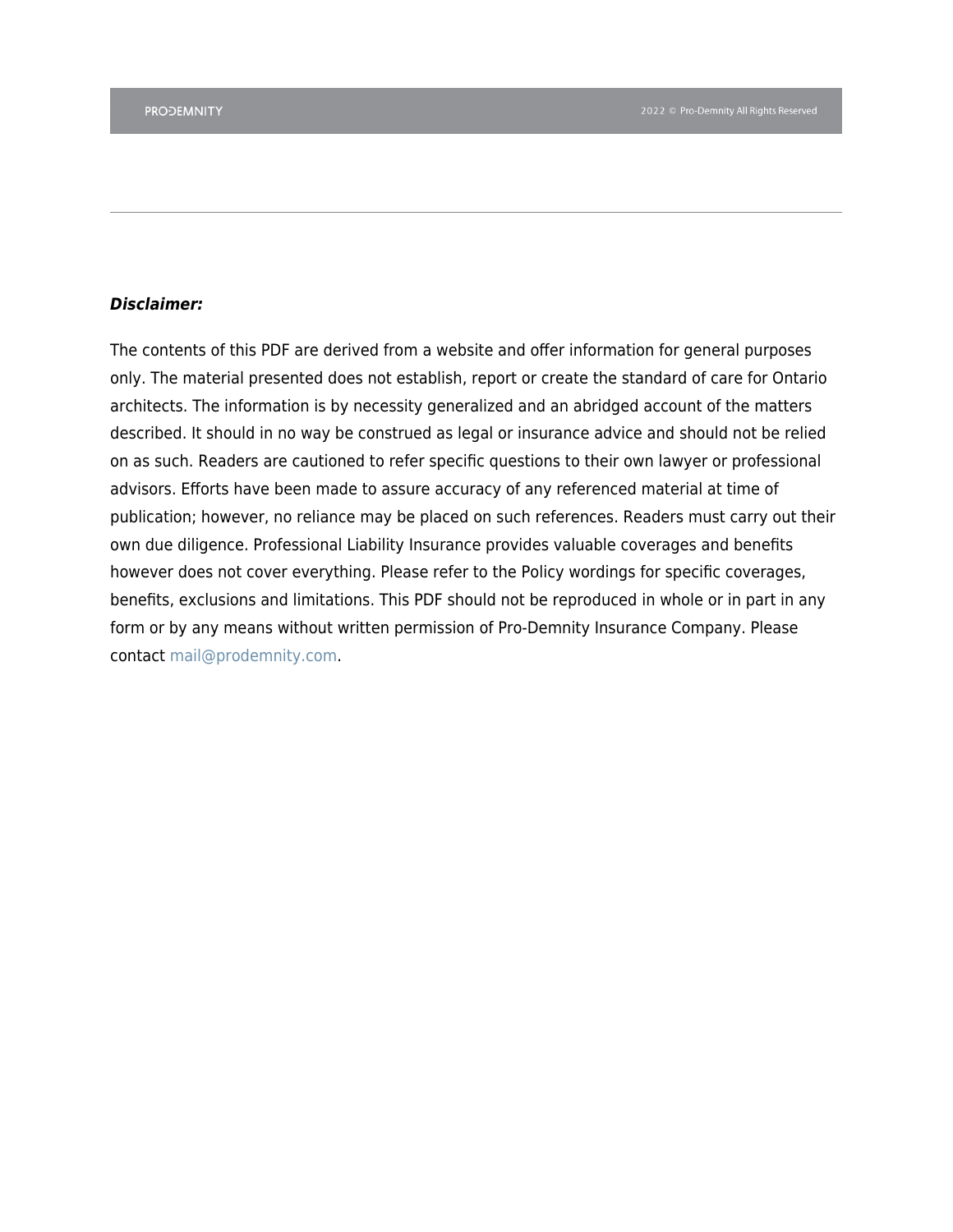***Disclaimer:***

The contents of this PDF are derived from a website and offer information for general purposes only. The material presented does not establish, report or create the standard of care for Ontario architects. The information is by necessity generalized and an abridged account of the matters described. It should in no way be construed as legal or insurance advice and should not be relied on as such. Readers are cautioned to refer specific questions to their own lawyer or professional advisors. Efforts have been made to assure accuracy of any referenced material at time of publication; however, no reliance may be placed on such references. Readers must carry out their own due diligence. Professional Liability Insurance provides valuable coverages and benefits however does not cover everything. Please refer to the Policy wordings for specific coverages, benefits, exclusions and limitations. This PDF should not be reproduced in whole or in part in any form or by any means without written permission of Pro-Demnity Insurance Company. Please contact mail@prodemnity.com.